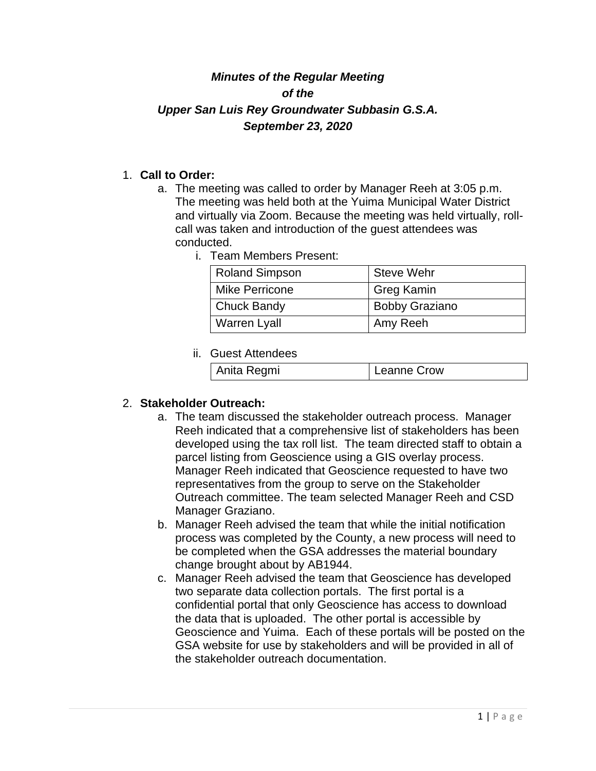***Minutes of the Regular Meeting***
***of the***
***Upper San Luis Rey Groundwater Subbasin G.S.A.***
***September 23, 2020***

1. **Call to Order:**
   a. The meeting was called to order by Manager Reeh at 3:05 p.m. The meeting was held both at the Yuima Municipal Water District and virtually via Zoom. Because the meeting was held virtually, roll-call was taken and introduction of the guest attendees was conducted.
      i. Team Members Present:

| Roland Simpson | Steve Wehr |
|---|---|
| Mike Perricone | Greg Kamin |
| Chuck Bandy | Bobby Graziano |
| Warren Lyall | Amy Reeh |

      ii. Guest Attendees

| Anita Regmi | Leanne Crow |
|---|---|

2. **Stakeholder Outreach:**
   a. The team discussed the stakeholder outreach process. Manager Reeh indicated that a comprehensive list of stakeholders has been developed using the tax roll list. The team directed staff to obtain a parcel listing from Geoscience using a GIS overlay process. Manager Reeh indicated that Geoscience requested to have two representatives from the group to serve on the Stakeholder Outreach committee. The team selected Manager Reeh and CSD Manager Graziano.
   b. Manager Reeh advised the team that while the initial notification process was completed by the County, a new process will need to be completed when the GSA addresses the material boundary change brought about by AB1944.
   c. Manager Reeh advised the team that Geoscience has developed two separate data collection portals. The first portal is a confidential portal that only Geoscience has access to download the data that is uploaded. The other portal is accessible by Geoscience and Yuima. Each of these portals will be posted on the GSA website for use by stakeholders and will be provided in all of the stakeholder outreach documentation.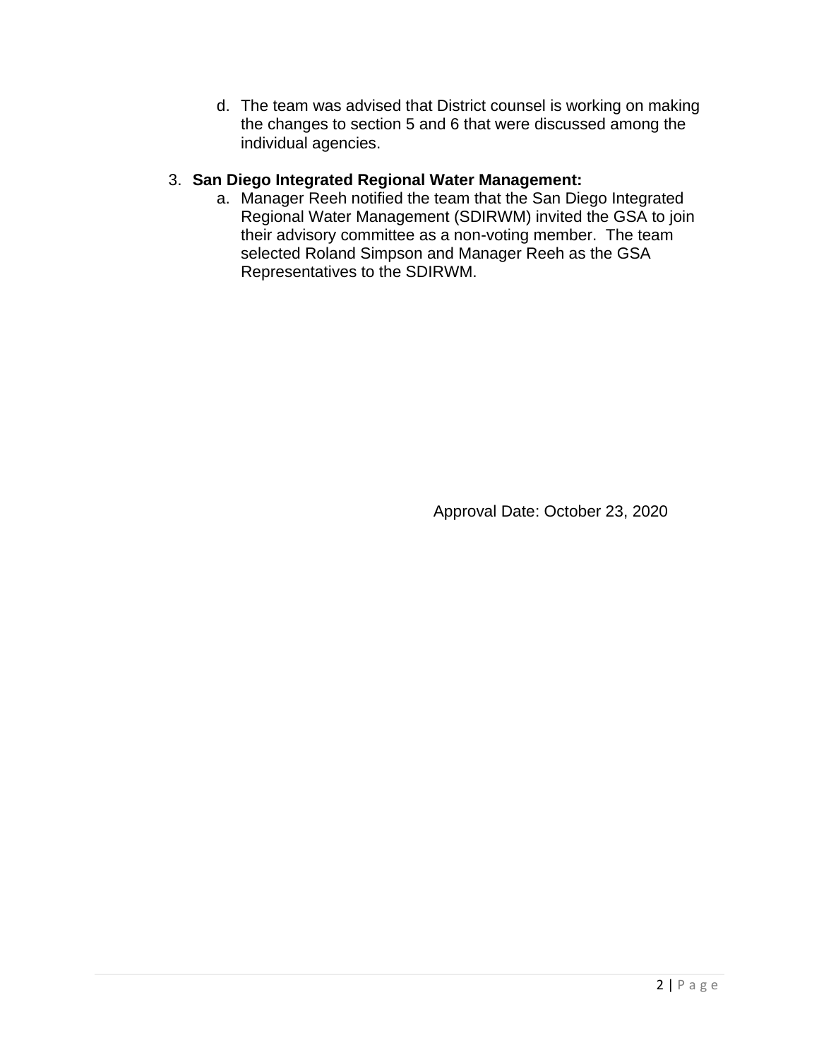d. The team was advised that District counsel is working on making the changes to section 5 and 6 that were discussed among the individual agencies.

3. **San Diego Integrated Regional Water Management:**
    a. Manager Reeh notified the team that the San Diego Integrated Regional Water Management (SDIRWM) invited the GSA to join their advisory committee as a non-voting member. The team selected Roland Simpson and Manager Reeh as the GSA Representatives to the SDIRWM.

Approval Date: October 23, 2020